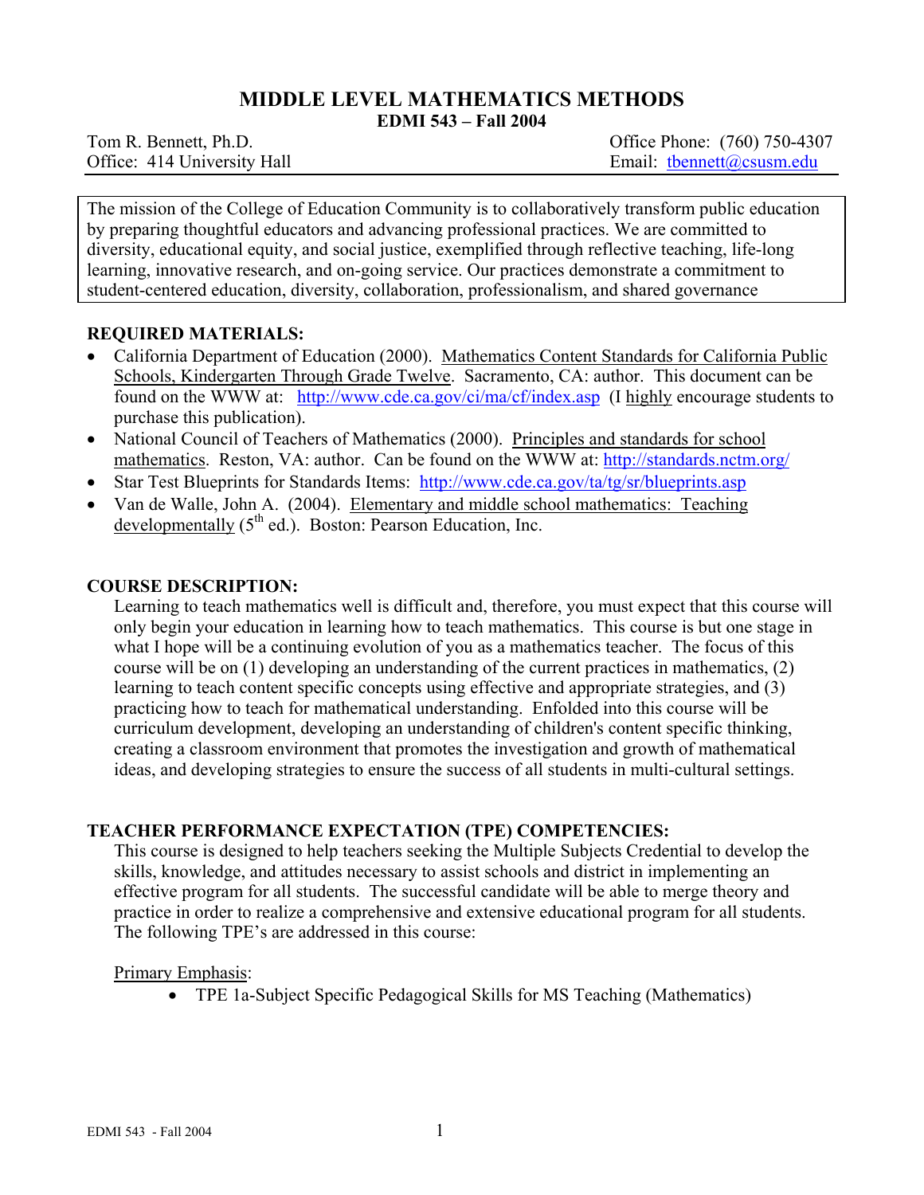# MIDDLE LEVEL MATHEMATICS METHODS

## EDMI 543 – Fall 2004

Tom R. Bennett, Ph.D.
Office: 414 University Hall

Office Phone: (760) 750-4307
Email: tbennett@csusm.edu

> The mission of the College of Education Community is to collaboratively transform public education by preparing thoughtful educators and advancing professional practices. We are committed to diversity, educational equity, and social justice, exemplified through reflective teaching, life-long learning, innovative research, and on-going service. Our practices demonstrate a commitment to student-centered education, diversity, collaboration, professionalism, and shared governance

### REQUIRED MATERIALS:

- California Department of Education (2000). Mathematics Content Standards for California Public Schools, Kindergarten Through Grade Twelve. Sacramento, CA: author. This document can be found on the WWW at: http://www.cde.ca.gov/ci/ma/cf/index.asp (I highly encourage students to purchase this publication).
- National Council of Teachers of Mathematics (2000). Principles and standards for school mathematics. Reston, VA: author. Can be found on the WWW at: http://standards.nctm.org/
- Star Test Blueprints for Standards Items: http://www.cde.ca.gov/ta/tg/sr/blueprints.asp
- Van de Walle, John A. (2004). Elementary and middle school mathematics: Teaching developmentally (5th ed.). Boston: Pearson Education, Inc.

### COURSE DESCRIPTION:

Learning to teach mathematics well is difficult and, therefore, you must expect that this course will only begin your education in learning how to teach mathematics. This course is but one stage in what I hope will be a continuing evolution of you as a mathematics teacher. The focus of this course will be on (1) developing an understanding of the current practices in mathematics, (2) learning to teach content specific concepts using effective and appropriate strategies, and (3) practicing how to teach for mathematical understanding. Enfolded into this course will be curriculum development, developing an understanding of children's content specific thinking, creating a classroom environment that promotes the investigation and growth of mathematical ideas, and developing strategies to ensure the success of all students in multi-cultural settings.

### TEACHER PERFORMANCE EXPECTATION (TPE) COMPETENCIES:

This course is designed to help teachers seeking the Multiple Subjects Credential to develop the skills, knowledge, and attitudes necessary to assist schools and district in implementing an effective program for all students. The successful candidate will be able to merge theory and practice in order to realize a comprehensive and extensive educational program for all students. The following TPE's are addressed in this course:

Primary Emphasis:

- TPE 1a-Subject Specific Pedagogical Skills for MS Teaching (Mathematics)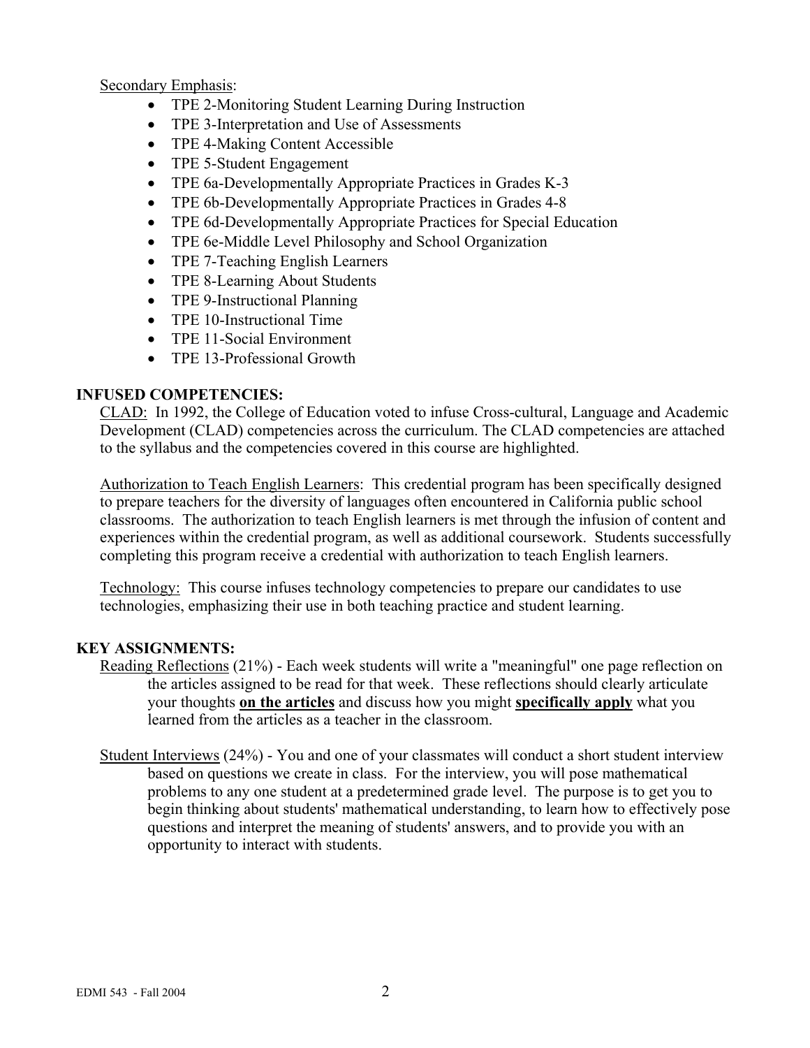Secondary Emphasis:

- TPE 2-Monitoring Student Learning During Instruction
- TPE 3-Interpretation and Use of Assessments
- TPE 4-Making Content Accessible
- TPE 5-Student Engagement
- TPE 6a-Developmentally Appropriate Practices in Grades K-3
- TPE 6b-Developmentally Appropriate Practices in Grades 4-8
- TPE 6d-Developmentally Appropriate Practices for Special Education
- TPE 6e-Middle Level Philosophy and School Organization
- TPE 7-Teaching English Learners
- TPE 8-Learning About Students
- TPE 9-Instructional Planning
- TPE 10-Instructional Time
- TPE 11-Social Environment
- TPE 13-Professional Growth

## INFUSED COMPETENCIES:

CLAD: In 1992, the College of Education voted to infuse Cross-cultural, Language and Academic Development (CLAD) competencies across the curriculum. The CLAD competencies are attached to the syllabus and the competencies covered in this course are highlighted.

Authorization to Teach English Learners: This credential program has been specifically designed to prepare teachers for the diversity of languages often encountered in California public school classrooms. The authorization to teach English learners is met through the infusion of content and experiences within the credential program, as well as additional coursework. Students successfully completing this program receive a credential with authorization to teach English learners.

Technology: This course infuses technology competencies to prepare our candidates to use technologies, emphasizing their use in both teaching practice and student learning.

## KEY ASSIGNMENTS:

Reading Reflections (21%) - Each week students will write a "meaningful" one page reflection on the articles assigned to be read for that week. These reflections should clearly articulate your thoughts **on the articles** and discuss how you might **specifically apply** what you learned from the articles as a teacher in the classroom.

Student Interviews (24%) - You and one of your classmates will conduct a short student interview based on questions we create in class. For the interview, you will pose mathematical problems to any one student at a predetermined grade level. The purpose is to get you to begin thinking about students' mathematical understanding, to learn how to effectively pose questions and interpret the meaning of students' answers, and to provide you with an opportunity to interact with students.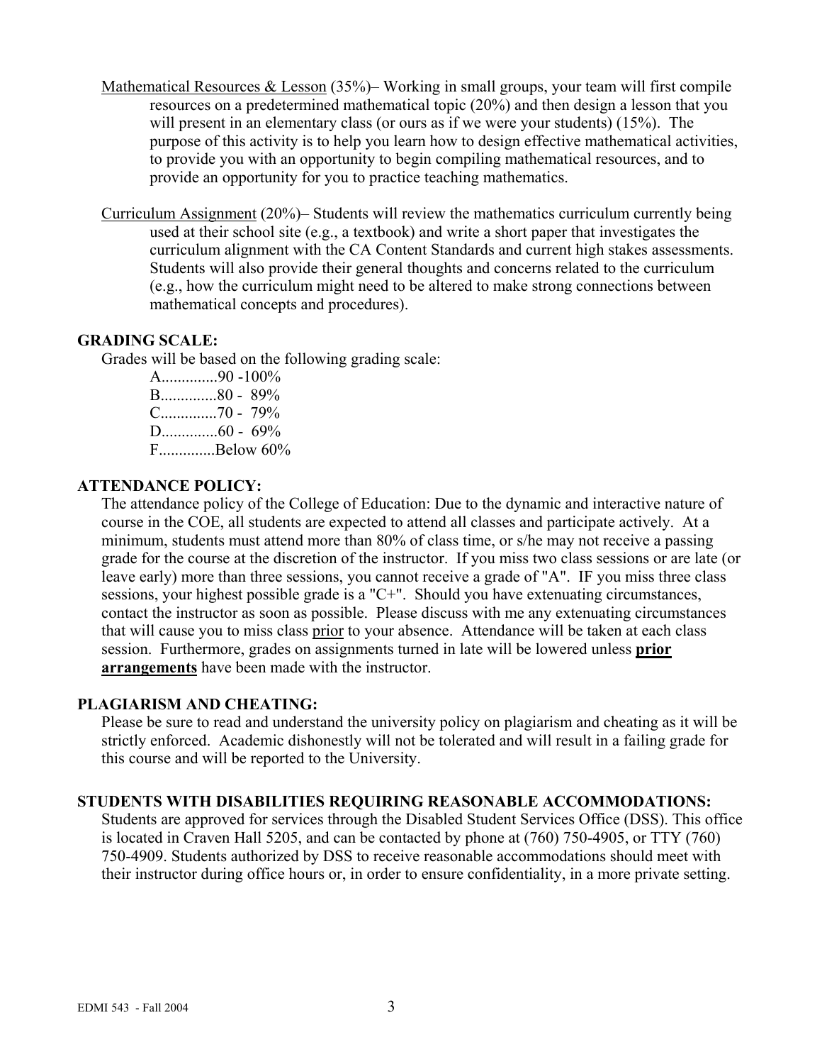Mathematical Resources & Lesson (35%)– Working in small groups, your team will first compile resources on a predetermined mathematical topic (20%) and then design a lesson that you will present in an elementary class (or ours as if we were your students) (15%). The purpose of this activity is to help you learn how to design effective mathematical activities, to provide you with an opportunity to begin compiling mathematical resources, and to provide an opportunity for you to practice teaching mathematics.

Curriculum Assignment (20%)– Students will review the mathematics curriculum currently being used at their school site (e.g., a textbook) and write a short paper that investigates the curriculum alignment with the CA Content Standards and current high stakes assessments. Students will also provide their general thoughts and concerns related to the curriculum (e.g., how the curriculum might need to be altered to make strong connections between mathematical concepts and procedures).

## GRADING SCALE:

Grades will be based on the following grading scale:

A..............90 -100%
B..............80 - 89%
C..............70 - 79%
D..............60 - 69%
F..............Below 60%

## ATTENDANCE POLICY:

The attendance policy of the College of Education: Due to the dynamic and interactive nature of course in the COE, all students are expected to attend all classes and participate actively. At a minimum, students must attend more than 80% of class time, or s/he may not receive a passing grade for the course at the discretion of the instructor. If you miss two class sessions or are late (or leave early) more than three sessions, you cannot receive a grade of "A". IF you miss three class sessions, your highest possible grade is a "C+". Should you have extenuating circumstances, contact the instructor as soon as possible. Please discuss with me any extenuating circumstances that will cause you to miss class prior to your absence. Attendance will be taken at each class session. Furthermore, grades on assignments turned in late will be lowered unless **prior arrangements** have been made with the instructor.

## PLAGIARISM AND CHEATING:

Please be sure to read and understand the university policy on plagiarism and cheating as it will be strictly enforced. Academic dishonestly will not be tolerated and will result in a failing grade for this course and will be reported to the University.

## STUDENTS WITH DISABILITIES REQUIRING REASONABLE ACCOMMODATIONS:

Students are approved for services through the Disabled Student Services Office (DSS). This office is located in Craven Hall 5205, and can be contacted by phone at (760) 750-4905, or TTY (760) 750-4909. Students authorized by DSS to receive reasonable accommodations should meet with their instructor during office hours or, in order to ensure confidentiality, in a more private setting.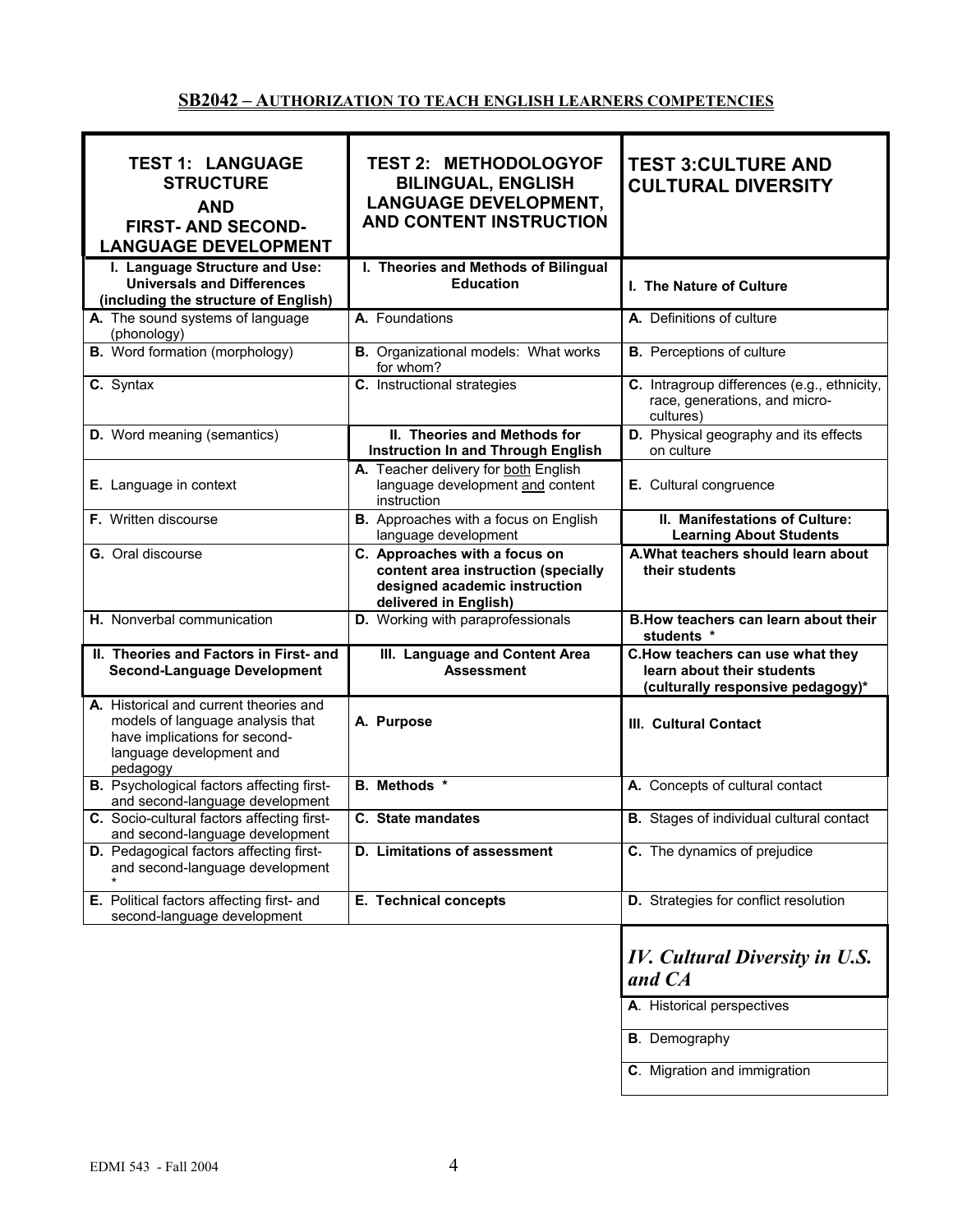## SB2042 – AUTHORIZATION TO TEACH ENGLISH LEARNERS COMPETENCIES

| TEST 1: LANGUAGE STRUCTURE AND FIRST- AND SECOND-LANGUAGE DEVELOPMENT | TEST 2: METHODOLOGYOF BILINGUAL, ENGLISH LANGUAGE DEVELOPMENT, AND CONTENT INSTRUCTION | TEST 3:CULTURE AND CULTURAL DIVERSITY |
|---|---|---|
| **I. Language Structure and Use: Universals and Differences (including the structure of English)** | **I. Theories and Methods of Bilingual Education** | **I. The Nature of Culture** |
| **A.** The sound systems of language (phonology) | **A.** Foundations | **A.** Definitions of culture |
| **B.** Word formation (morphology) | **B.** Organizational models: What works for whom? | **B.** Perceptions of culture |
| **C.** Syntax | **C.** Instructional strategies | **C.** Intragroup differences (e.g., ethnicity, race, generations, and micro-cultures) |
| **D.** Word meaning (semantics) | **II. Theories and Methods for Instruction In and Through English** | **D.** Physical geography and its effects on culture |
| **E.** Language in context | **A.** Teacher delivery for both English language development and content instruction | **E.** Cultural congruence |
| **F.** Written discourse | **B.** Approaches with a focus on English language development | **II. Manifestations of Culture: Learning About Students** |
| **G.** Oral discourse | **C. Approaches with a focus on content area instruction (specially designed academic instruction delivered in English)** | **A.What teachers should learn about their students** |
| **H.** Nonverbal communication | **D.** Working with paraprofessionals | **B.How teachers can learn about their students** * |
| **II. Theories and Factors in First- and Second-Language Development** | **III. Language and Content Area Assessment** | **C.How teachers can use what they learn about their students (culturally responsive pedagogy)*** |
| **A.** Historical and current theories and models of language analysis that have implications for second-language development and pedagogy | **A. Purpose** | **III. Cultural Contact** |
| **B.** Psychological factors affecting first- and second-language development | **B. Methods** * | **A.** Concepts of cultural contact |
| **C.** Socio-cultural factors affecting first- and second-language development | **C. State mandates** | **B.** Stages of individual cultural contact |
| **D.** Pedagogical factors affecting first- and second-language development * | **D. Limitations of assessment** | **C.** The dynamics of prejudice |
| **E.** Political factors affecting first- and second-language development | **E. Technical concepts** | **D.** Strategies for conflict resolution |
| | | ***IV. Cultural Diversity in U.S. and CA*** |
| | | **A**. Historical perspectives |
| | | **B**. Demography |
| | | **C**. Migration and immigration |

EDMI 543 - Fall 2004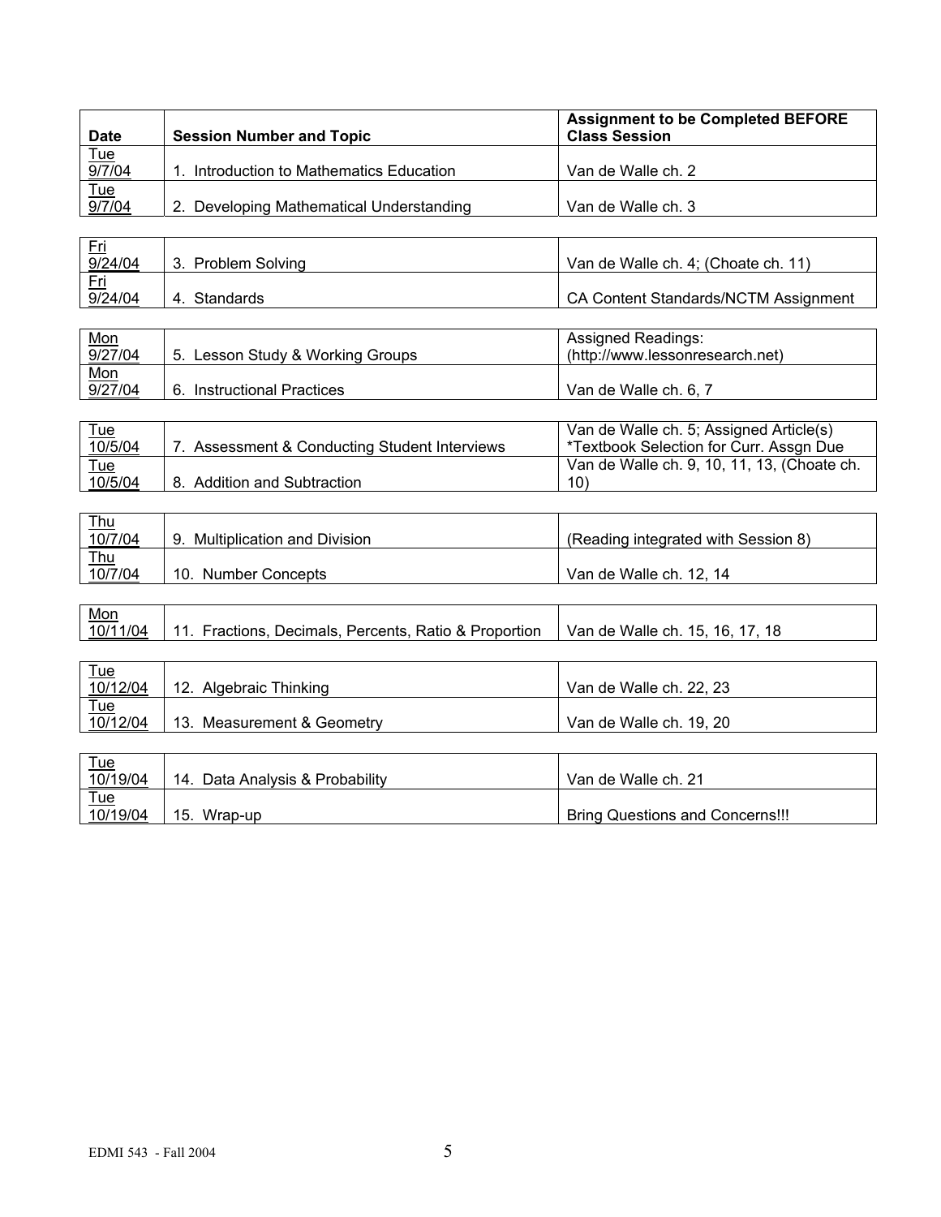| Date | Session Number and Topic | Assignment to be Completed BEFORE Class Session |
|---|---|---|
| Tue 9/7/04 | 1. Introduction to Mathematics Education | Van de Walle ch. 2 |
| Tue 9/7/04 | 2. Developing Mathematical Understanding | Van de Walle ch. 3 |
| Fri 9/24/04 | 3. Problem Solving | Van de Walle ch. 4; (Choate ch. 11) |
| Fri 9/24/04 | 4. Standards | CA Content Standards/NCTM Assignment |
| Mon 9/27/04 | 5. Lesson Study & Working Groups | Assigned Readings: (http://www.lessonresearch.net) |
| Mon 9/27/04 | 6. Instructional Practices | Van de Walle ch. 6, 7 |
| Tue 10/5/04 | 7. Assessment & Conducting Student Interviews | Van de Walle ch. 5; Assigned Article(s) *Textbook Selection for Curr. Assgn Due |
| Tue 10/5/04 | 8. Addition and Subtraction | Van de Walle ch. 9, 10, 11, 13, (Choate ch. 10) |
| Thu 10/7/04 | 9. Multiplication and Division | (Reading integrated with Session 8) |
| Thu 10/7/04 | 10. Number Concepts | Van de Walle ch. 12, 14 |
| Mon 10/11/04 | 11. Fractions, Decimals, Percents, Ratio & Proportion | Van de Walle ch. 15, 16, 17, 18 |
| Tue 10/12/04 | 12. Algebraic Thinking | Van de Walle ch. 22, 23 |
| Tue 10/12/04 | 13. Measurement & Geometry | Van de Walle ch. 19, 20 |
| Tue 10/19/04 | 14. Data Analysis & Probability | Van de Walle ch. 21 |
| Tue 10/19/04 | 15. Wrap-up | Bring Questions and Concerns!!! |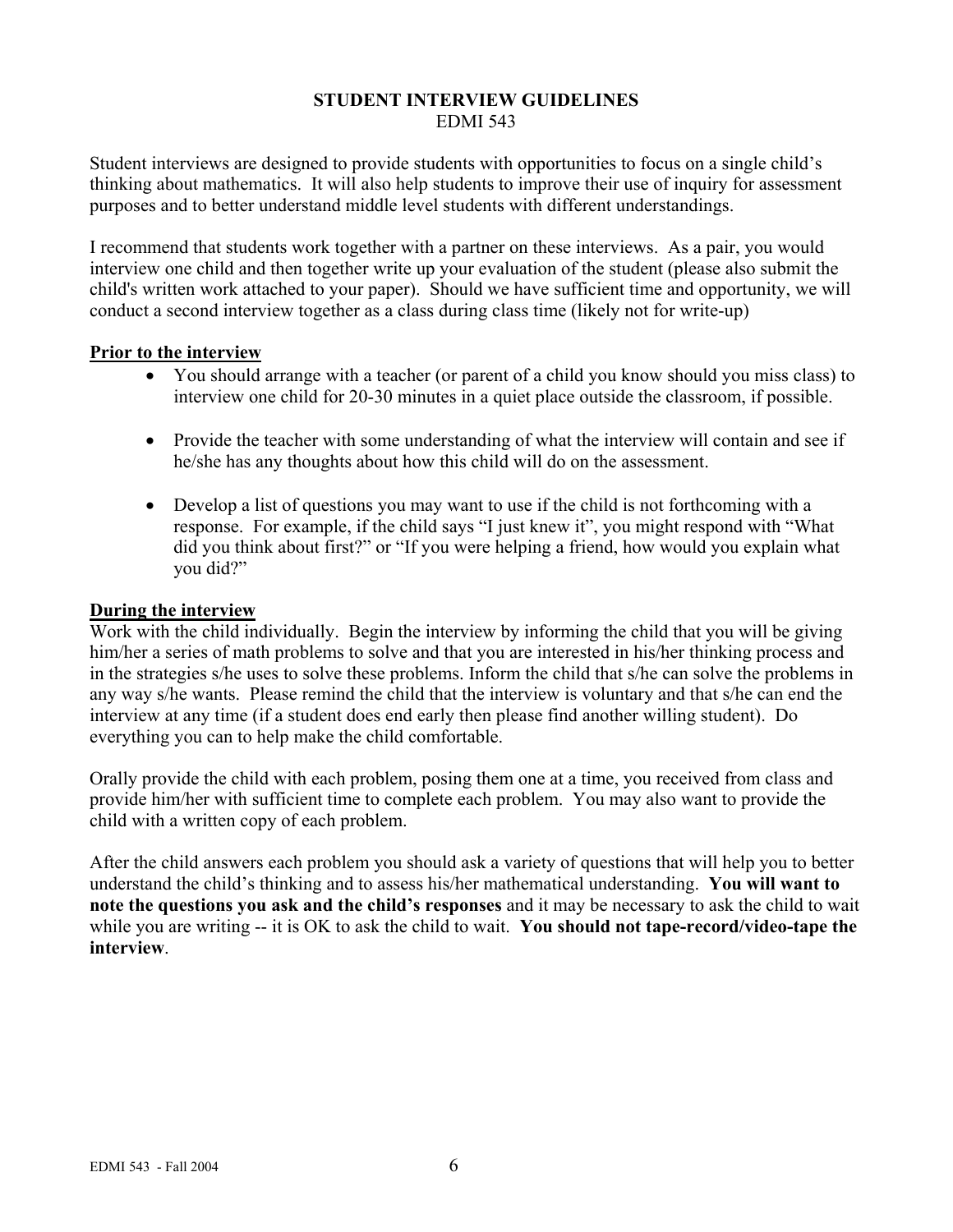# STUDENT INTERVIEW GUIDELINES

EDMI 543

Student interviews are designed to provide students with opportunities to focus on a single child's thinking about mathematics. It will also help students to improve their use of inquiry for assessment purposes and to better understand middle level students with different understandings.

I recommend that students work together with a partner on these interviews. As a pair, you would interview one child and then together write up your evaluation of the student (please also submit the child's written work attached to your paper). Should we have sufficient time and opportunity, we will conduct a second interview together as a class during class time (likely not for write-up)

## Prior to the interview

- You should arrange with a teacher (or parent of a child you know should you miss class) to interview one child for 20-30 minutes in a quiet place outside the classroom, if possible.
- Provide the teacher with some understanding of what the interview will contain and see if he/she has any thoughts about how this child will do on the assessment.
- Develop a list of questions you may want to use if the child is not forthcoming with a response. For example, if the child says "I just knew it", you might respond with "What did you think about first?" or "If you were helping a friend, how would you explain what you did?"

## During the interview

Work with the child individually. Begin the interview by informing the child that you will be giving him/her a series of math problems to solve and that you are interested in his/her thinking process and in the strategies s/he uses to solve these problems. Inform the child that s/he can solve the problems in any way s/he wants. Please remind the child that the interview is voluntary and that s/he can end the interview at any time (if a student does end early then please find another willing student). Do everything you can to help make the child comfortable.

Orally provide the child with each problem, posing them one at a time, you received from class and provide him/her with sufficient time to complete each problem. You may also want to provide the child with a written copy of each problem.

After the child answers each problem you should ask a variety of questions that will help you to better understand the child's thinking and to assess his/her mathematical understanding. **You will want to note the questions you ask and the child's responses** and it may be necessary to ask the child to wait while you are writing -- it is OK to ask the child to wait. **You should not tape-record/video-tape the interview**.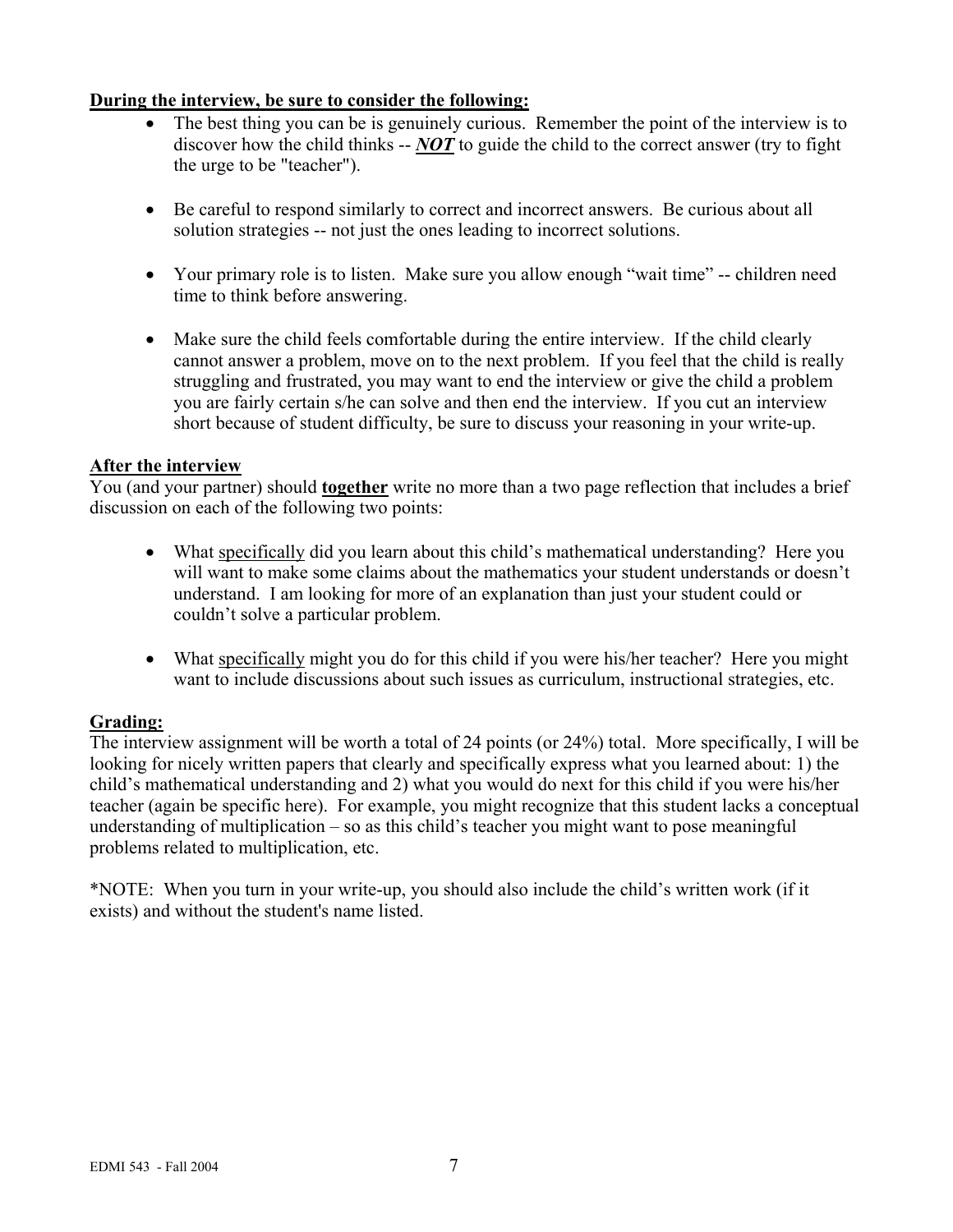**<u>During the interview, be sure to consider the following:</u>**

- The best thing you can be is genuinely curious. Remember the point of the interview is to discover how the child thinks -- ***<u>NOT</u>*** to guide the child to the correct answer (try to fight the urge to be "teacher").

- Be careful to respond similarly to correct and incorrect answers. Be curious about all solution strategies -- not just the ones leading to incorrect solutions.

- Your primary role is to listen. Make sure you allow enough "wait time" -- children need time to think before answering.

- Make sure the child feels comfortable during the entire interview. If the child clearly cannot answer a problem, move on to the next problem. If you feel that the child is really struggling and frustrated, you may want to end the interview or give the child a problem you are fairly certain s/he can solve and then end the interview. If you cut an interview short because of student difficulty, be sure to discuss your reasoning in your write-up.

**<u>After the interview</u>**

You (and your partner) should **<u>together</u>** write no more than a two page reflection that includes a brief discussion on each of the following two points:

- What <u>specifically</u> did you learn about this child's mathematical understanding? Here you will want to make some claims about the mathematics your student understands or doesn't understand. I am looking for more of an explanation than just your student could or couldn't solve a particular problem.

- What <u>specifically</u> might you do for this child if you were his/her teacher? Here you might want to include discussions about such issues as curriculum, instructional strategies, etc.

**<u>Grading:</u>**

The interview assignment will be worth a total of 24 points (or 24%) total. More specifically, I will be looking for nicely written papers that clearly and specifically express what you learned about: 1) the child's mathematical understanding and 2) what you would do next for this child if you were his/her teacher (again be specific here). For example, you might recognize that this student lacks a conceptual understanding of multiplication – so as this child's teacher you might want to pose meaningful problems related to multiplication, etc.

*NOTE: When you turn in your write-up, you should also include the child's written work (if it exists) and without the student's name listed.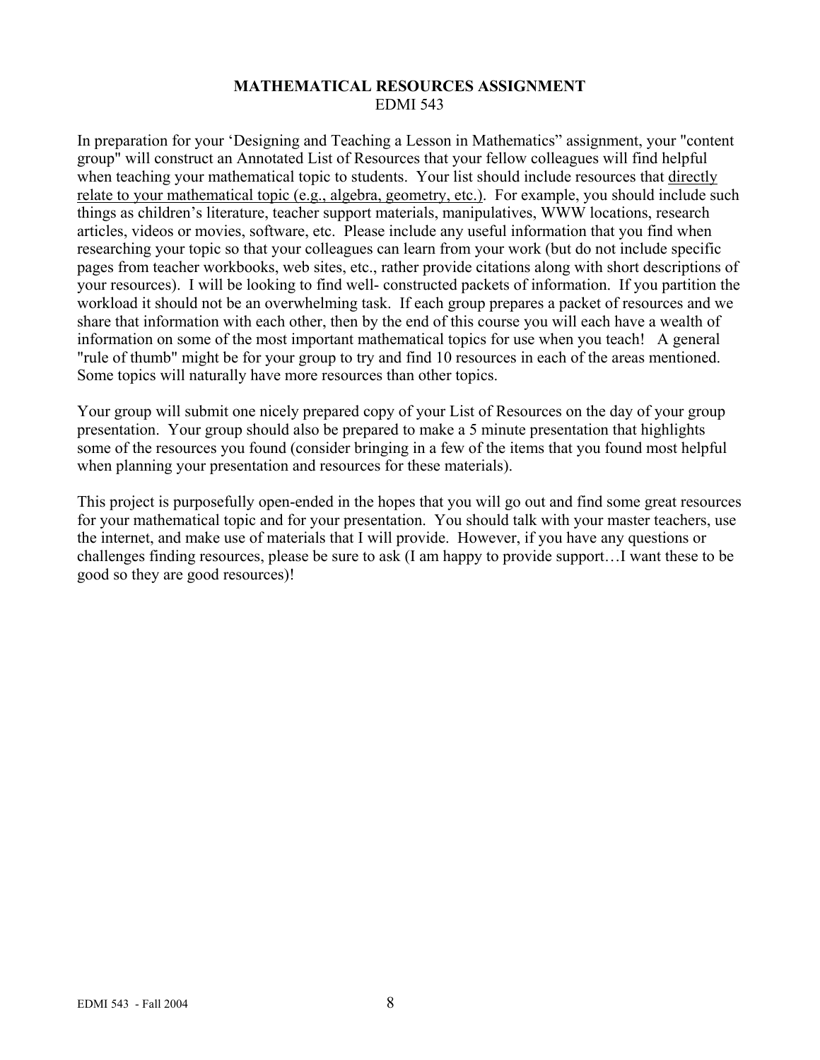**MATHEMATICAL RESOURCES ASSIGNMENT**
EDMI 543

In preparation for your 'Designing and Teaching a Lesson in Mathematics" assignment, your "content group" will construct an Annotated List of Resources that your fellow colleagues will find helpful when teaching your mathematical topic to students. Your list should include resources that <u>directly relate to your mathematical topic (e.g., algebra, geometry, etc.)</u>. For example, you should include such things as children's literature, teacher support materials, manipulatives, WWW locations, research articles, videos or movies, software, etc. Please include any useful information that you find when researching your topic so that your colleagues can learn from your work (but do not include specific pages from teacher workbooks, web sites, etc., rather provide citations along with short descriptions of your resources). I will be looking to find well- constructed packets of information. If you partition the workload it should not be an overwhelming task. If each group prepares a packet of resources and we share that information with each other, then by the end of this course you will each have a wealth of information on some of the most important mathematical topics for use when you teach! A general "rule of thumb" might be for your group to try and find 10 resources in each of the areas mentioned. Some topics will naturally have more resources than other topics.

Your group will submit one nicely prepared copy of your List of Resources on the day of your group presentation. Your group should also be prepared to make a 5 minute presentation that highlights some of the resources you found (consider bringing in a few of the items that you found most helpful when planning your presentation and resources for these materials).

This project is purposefully open-ended in the hopes that you will go out and find some great resources for your mathematical topic and for your presentation. You should talk with your master teachers, use the internet, and make use of materials that I will provide. However, if you have any questions or challenges finding resources, please be sure to ask (I am happy to provide support…I want these to be good so they are good resources)!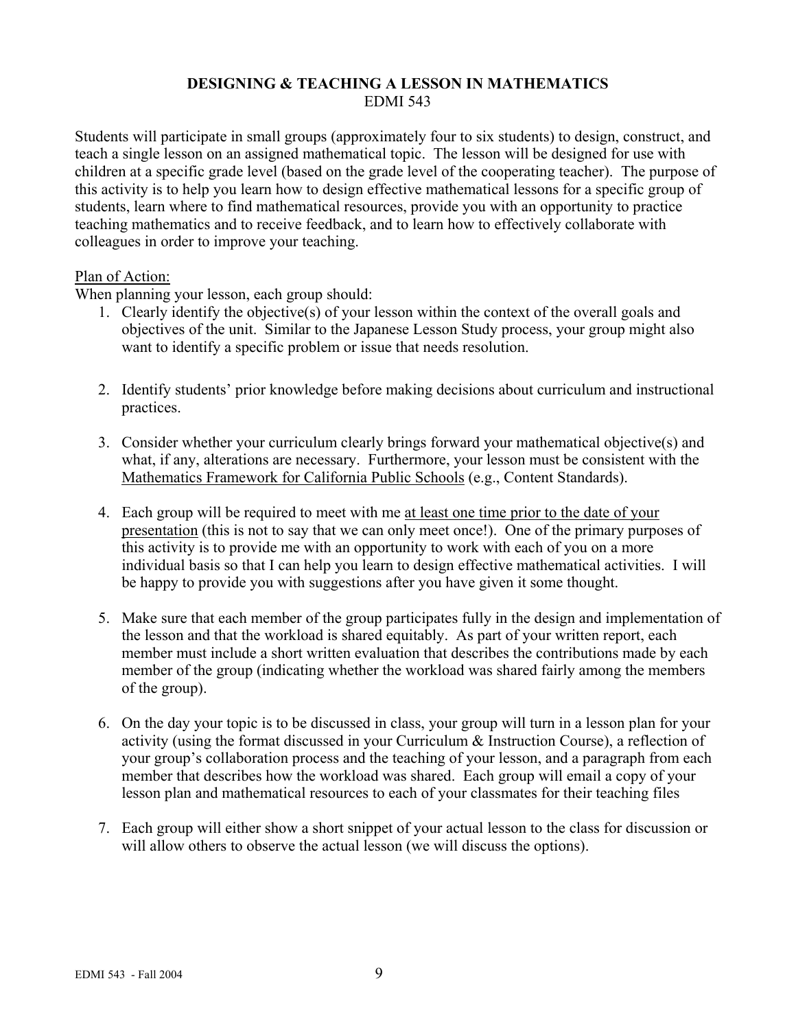## DESIGNING & TEACHING A LESSON IN MATHEMATICS

EDMI 543

Students will participate in small groups (approximately four to six students) to design, construct, and teach a single lesson on an assigned mathematical topic. The lesson will be designed for use with children at a specific grade level (based on the grade level of the cooperating teacher). The purpose of this activity is to help you learn how to design effective mathematical lessons for a specific group of students, learn where to find mathematical resources, provide you with an opportunity to practice teaching mathematics and to receive feedback, and to learn how to effectively collaborate with colleagues in order to improve your teaching.

<u>Plan of Action:</u>

When planning your lesson, each group should:

1. Clearly identify the objective(s) of your lesson within the context of the overall goals and objectives of the unit. Similar to the Japanese Lesson Study process, your group might also want to identify a specific problem or issue that needs resolution.

2. Identify students' prior knowledge before making decisions about curriculum and instructional practices.

3. Consider whether your curriculum clearly brings forward your mathematical objective(s) and what, if any, alterations are necessary. Furthermore, your lesson must be consistent with the <u>Mathematics Framework for California Public Schools</u> (e.g., Content Standards).

4. Each group will be required to meet with me <u>at least one time prior to the date of your presentation</u> (this is not to say that we can only meet once!). One of the primary purposes of this activity is to provide me with an opportunity to work with each of you on a more individual basis so that I can help you learn to design effective mathematical activities. I will be happy to provide you with suggestions after you have given it some thought.

5. Make sure that each member of the group participates fully in the design and implementation of the lesson and that the workload is shared equitably. As part of your written report, each member must include a short written evaluation that describes the contributions made by each member of the group (indicating whether the workload was shared fairly among the members of the group).

6. On the day your topic is to be discussed in class, your group will turn in a lesson plan for your activity (using the format discussed in your Curriculum & Instruction Course), a reflection of your group's collaboration process and the teaching of your lesson, and a paragraph from each member that describes how the workload was shared. Each group will email a copy of your lesson plan and mathematical resources to each of your classmates for their teaching files

7. Each group will either show a short snippet of your actual lesson to the class for discussion or will allow others to observe the actual lesson (we will discuss the options).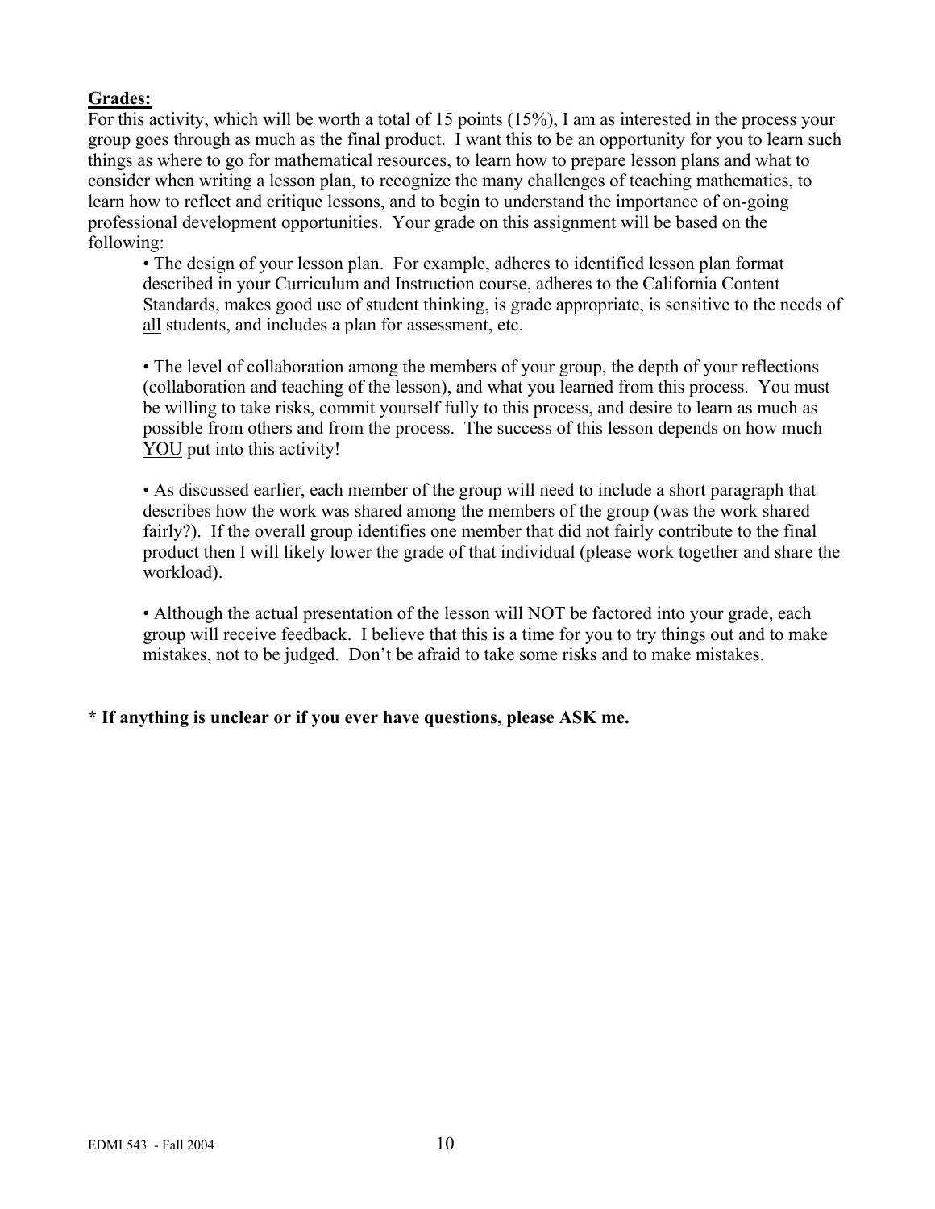**Grades:**

For this activity, which will be worth a total of 15 points (15%), I am as interested in the process your group goes through as much as the final product. I want this to be an opportunity for you to learn such things as where to go for mathematical resources, to learn how to prepare lesson plans and what to consider when writing a lesson plan, to recognize the many challenges of teaching mathematics, to learn how to reflect and critique lessons, and to begin to understand the importance of on-going professional development opportunities. Your grade on this assignment will be based on the following:

- The design of your lesson plan. For example, adheres to identified lesson plan format described in your Curriculum and Instruction course, adheres to the California Content Standards, makes good use of student thinking, is grade appropriate, is sensitive to the needs of <u>all</u> students, and includes a plan for assessment, etc.

- The level of collaboration among the members of your group, the depth of your reflections (collaboration and teaching of the lesson), and what you learned from this process. You must be willing to take risks, commit yourself fully to this process, and desire to learn as much as possible from others and from the process. The success of this lesson depends on how much <u>YOU</u> put into this activity!

- As discussed earlier, each member of the group will need to include a short paragraph that describes how the work was shared among the members of the group (was the work shared fairly?). If the overall group identifies one member that did not fairly contribute to the final product then I will likely lower the grade of that individual (please work together and share the workload).

- Although the actual presentation of the lesson will NOT be factored into your grade, each group will receive feedback. I believe that this is a time for you to try things out and to make mistakes, not to be judged. Don't be afraid to take some risks and to make mistakes.

**\* If anything is unclear or if you ever have questions, please ASK me.**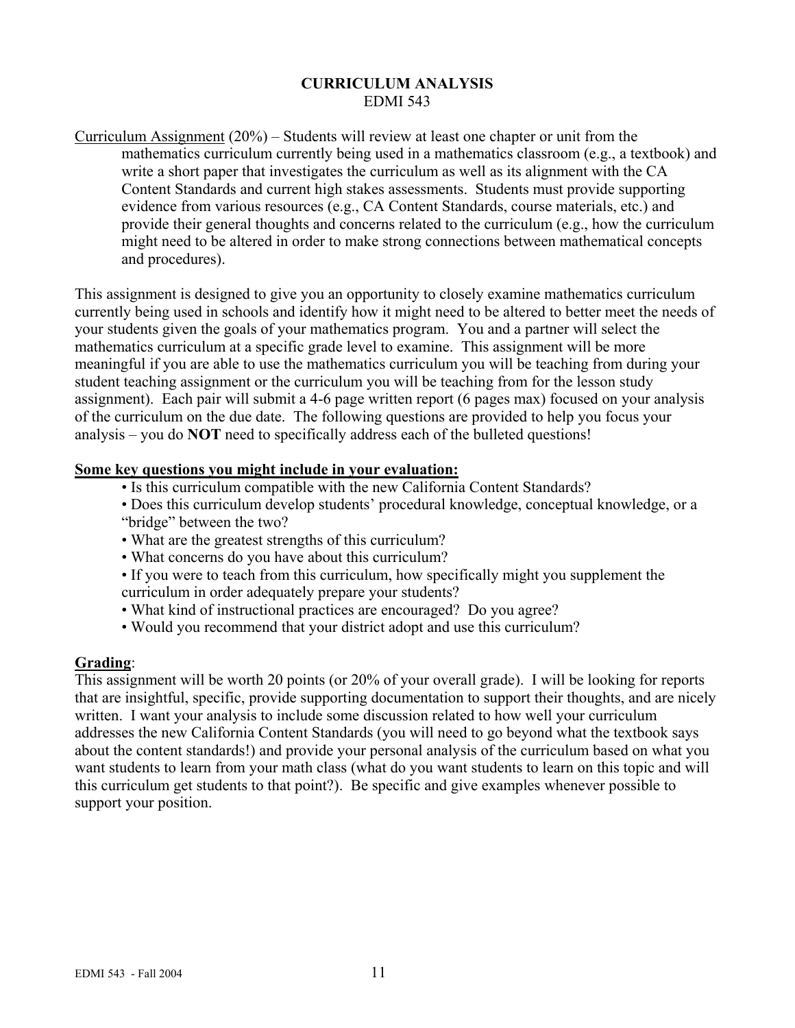# CURRICULUM ANALYSIS

EDMI 543

<u>Curriculum Assignment</u> (20%) – Students will review at least one chapter or unit from the mathematics curriculum currently being used in a mathematics classroom (e.g., a textbook) and write a short paper that investigates the curriculum as well as its alignment with the CA Content Standards and current high stakes assessments. Students must provide supporting evidence from various resources (e.g., CA Content Standards, course materials, etc.) and provide their general thoughts and concerns related to the curriculum (e.g., how the curriculum might need to be altered in order to make strong connections between mathematical concepts and procedures).

This assignment is designed to give you an opportunity to closely examine mathematics curriculum currently being used in schools and identify how it might need to be altered to better meet the needs of your students given the goals of your mathematics program. You and a partner will select the mathematics curriculum at a specific grade level to examine. This assignment will be more meaningful if you are able to use the mathematics curriculum you will be teaching from during your student teaching assignment or the curriculum you will be teaching from for the lesson study assignment). Each pair will submit a 4-6 page written report (6 pages max) focused on your analysis of the curriculum on the due date. The following questions are provided to help you focus your analysis – you do **NOT** need to specifically address each of the bulleted questions!

**<u>Some key questions you might include in your evaluation:</u>**

- Is this curriculum compatible with the new California Content Standards?
- Does this curriculum develop students' procedural knowledge, conceptual knowledge, or a "bridge" between the two?
- What are the greatest strengths of this curriculum?
- What concerns do you have about this curriculum?
- If you were to teach from this curriculum, how specifically might you supplement the curriculum in order adequately prepare your students?
- What kind of instructional practices are encouraged? Do you agree?
- Would you recommend that your district adopt and use this curriculum?

**<u>Grading</u>**:

This assignment will be worth 20 points (or 20% of your overall grade). I will be looking for reports that are insightful, specific, provide supporting documentation to support their thoughts, and are nicely written. I want your analysis to include some discussion related to how well your curriculum addresses the new California Content Standards (you will need to go beyond what the textbook says about the content standards!) and provide your personal analysis of the curriculum based on what you want students to learn from your math class (what do you want students to learn on this topic and will this curriculum get students to that point?). Be specific and give examples whenever possible to support your position.